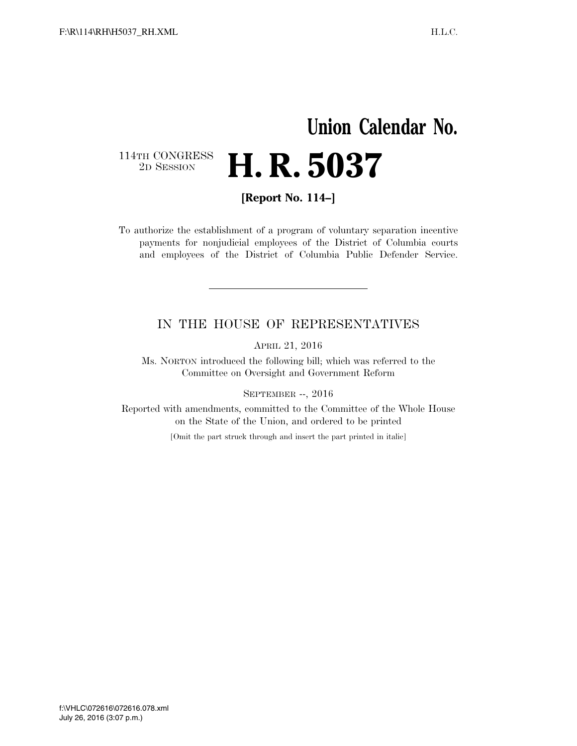# Union Calendar No.

114TH CONGRESS
2D SESSION

# H. R. 5037

**[Report No. 114–]**

To authorize the establishment of a program of voluntary separation incentive payments for nonjudicial employees of the District of Columbia courts and employees of the District of Columbia Public Defender Service.

---

## IN THE HOUSE OF REPRESENTATIVES

APRIL 21, 2016

Ms. NORTON introduced the following bill; which was referred to the Committee on Oversight and Government Reform

SEPTEMBER --, 2016

Reported with amendments, committed to the Committee of the Whole House on the State of the Union, and ordered to be printed

[Omit the part struck through and insert the part printed in italic]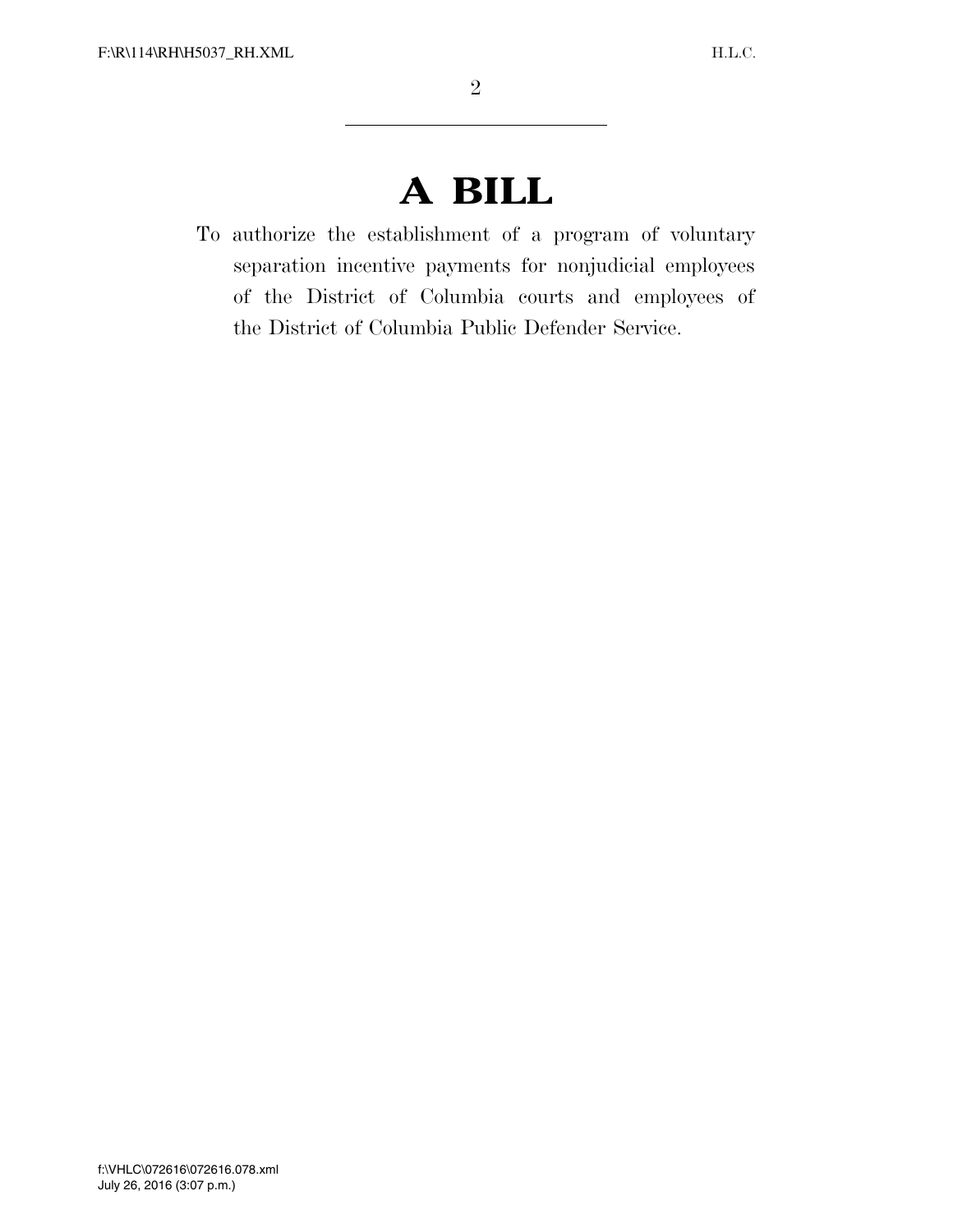# A BILL

To authorize the establishment of a program of voluntary separation incentive payments for nonjudicial employees of the District of Columbia courts and employees of the District of Columbia Public Defender Service.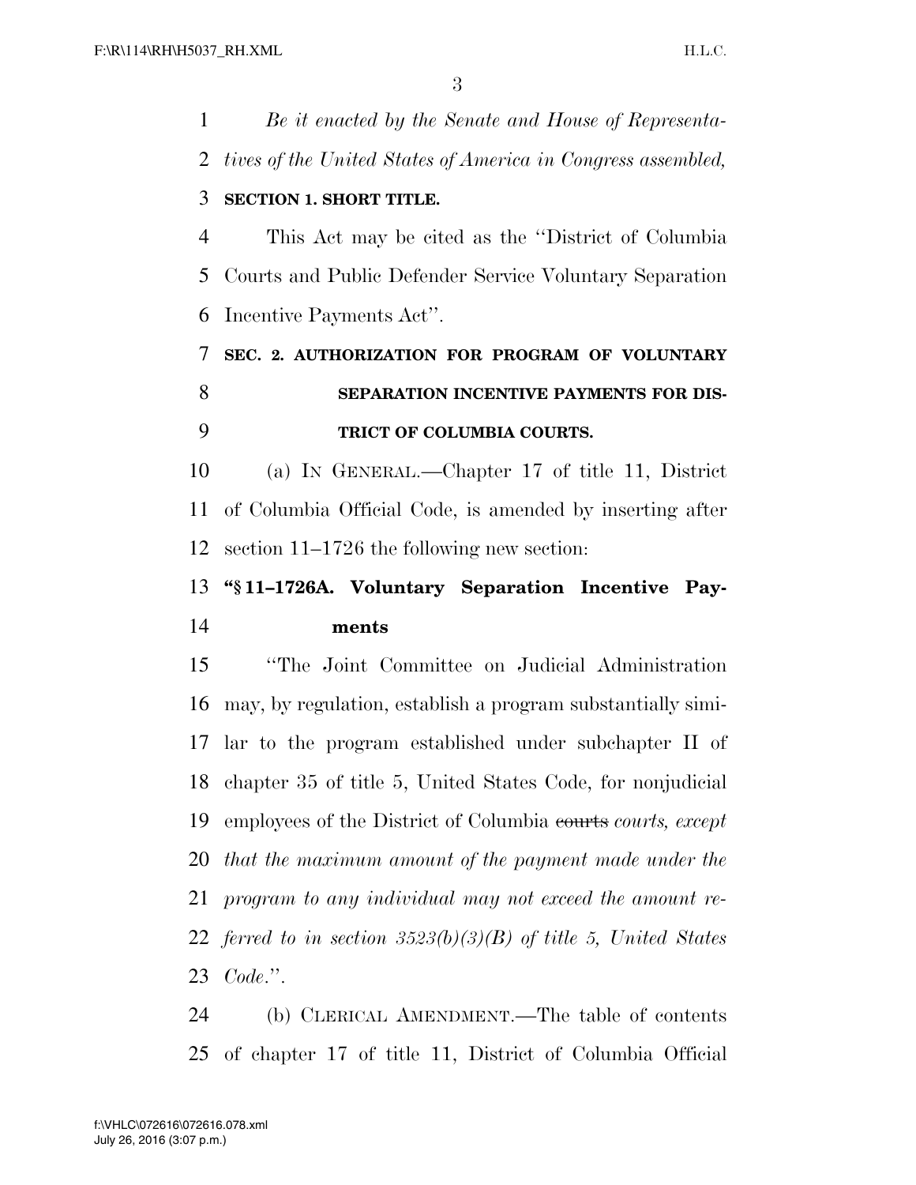*Be it enacted by the Senate and House of Representatives of the United States of America in Congress assembled,*

**SECTION 1. SHORT TITLE.**

This Act may be cited as the ''District of Columbia Courts and Public Defender Service Voluntary Separation Incentive Payments Act''.

**SEC. 2. AUTHORIZATION FOR PROGRAM OF VOLUNTARY SEPARATION INCENTIVE PAYMENTS FOR DISTRICT OF COLUMBIA COURTS.**

(a) IN GENERAL.—Chapter 17 of title 11, District of Columbia Official Code, is amended by inserting after section 11–1726 the following new section:

**''§ 11–1726A. Voluntary Separation Incentive Payments**

''The Joint Committee on Judicial Administration may, by regulation, establish a program substantially similar to the program established under subchapter II of chapter 35 of title 5, United States Code, for nonjudicial employees of the District of Columbia ~~courts~~ *courts, except that the maximum amount of the payment made under the program to any individual may not exceed the amount referred to in section 3523(b)(3)(B) of title 5, United States Code*.''.

(b) CLERICAL AMENDMENT.—The table of contents of chapter 17 of title 11, District of Columbia Official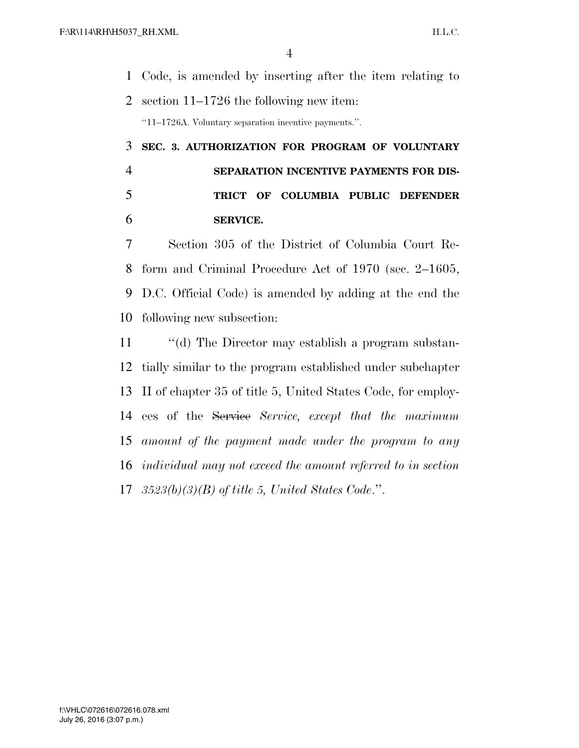Code, is amended by inserting after the item relating to section 11–1726 the following new item:

"11–1726A. Voluntary separation incentive payments.".

**SEC. 3. AUTHORIZATION FOR PROGRAM OF VOLUNTARY SEPARATION INCENTIVE PAYMENTS FOR DISTRICT OF COLUMBIA PUBLIC DEFENDER SERVICE.**

Section 305 of the District of Columbia Court Reform and Criminal Procedure Act of 1970 (sec. 2–1605, D.C. Official Code) is amended by adding at the end the following new subsection:

"(d) The Director may establish a program substantially similar to the program established under subchapter II of chapter 35 of title 5, United States Code, for employees of the ~~Service~~ *Service, except that the maximum amount of the payment made under the program to any individual may not exceed the amount referred to in section 3523(b)(3)(B) of title 5, United States Code*.".